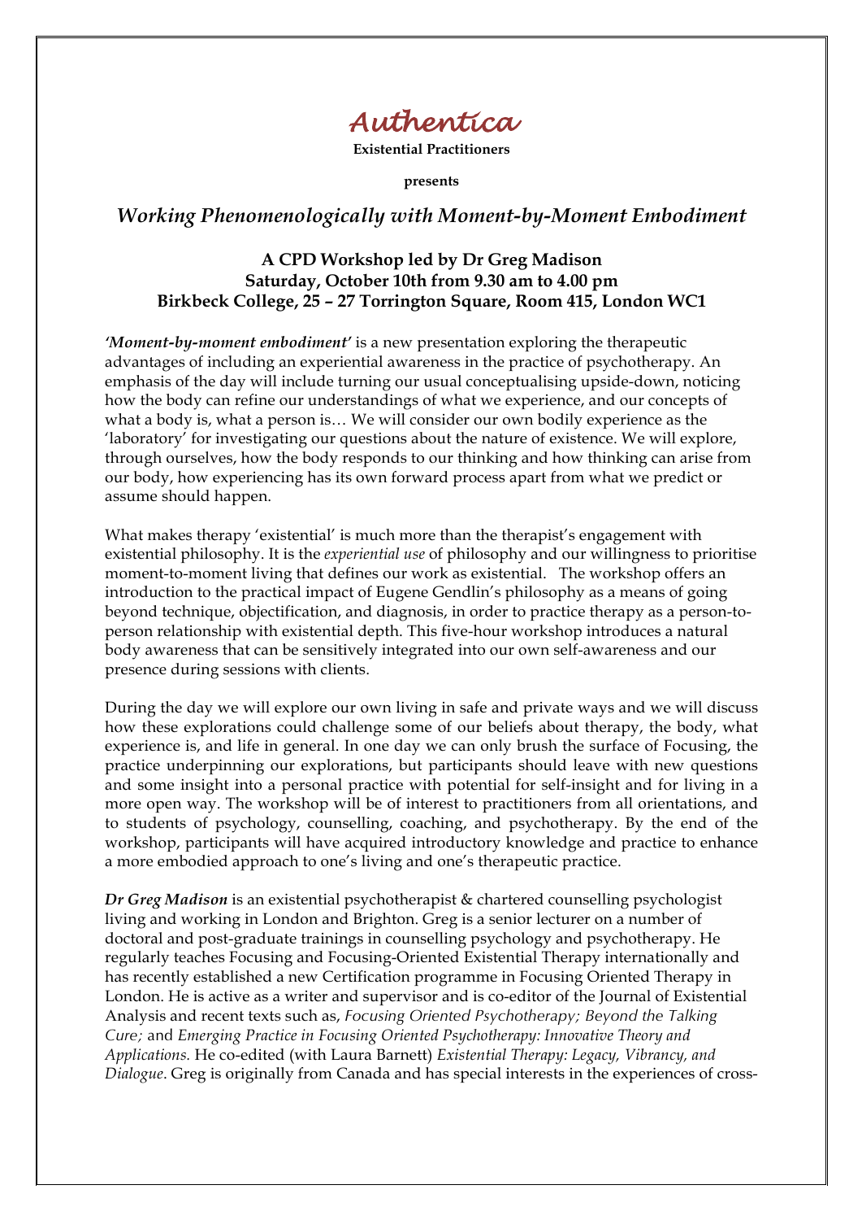# Authentica

**Existential Practitioners**

**presents**

## *Working Phenomenologically with Moment-by-Moment Embodiment*

### A CPD Workshop led by Dr Greg Madison
### Saturday, October 10th from 9.30 am to 4.00 pm
### Birkbeck College, 25 – 27 Torrington Square, Room 415, London WC1

***'Moment-by-moment embodiment'*** is a new presentation exploring the therapeutic advantages of including an experiential awareness in the practice of psychotherapy. An emphasis of the day will include turning our usual conceptualising upside-down, noticing how the body can refine our understandings of what we experience, and our concepts of what a body is, what a person is… We will consider our own bodily experience as the 'laboratory' for investigating our questions about the nature of existence. We will explore, through ourselves, how the body responds to our thinking and how thinking can arise from our body, how experiencing has its own forward process apart from what we predict or assume should happen.

What makes therapy 'existential' is much more than the therapist's engagement with existential philosophy. It is the *experiential use* of philosophy and our willingness to prioritise moment-to-moment living that defines our work as existential. The workshop offers an introduction to the practical impact of Eugene Gendlin's philosophy as a means of going beyond technique, objectification, and diagnosis, in order to practice therapy as a person-to-person relationship with existential depth. This five-hour workshop introduces a natural body awareness that can be sensitively integrated into our own self-awareness and our presence during sessions with clients.

During the day we will explore our own living in safe and private ways and we will discuss how these explorations could challenge some of our beliefs about therapy, the body, what experience is, and life in general. In one day we can only brush the surface of Focusing, the practice underpinning our explorations, but participants should leave with new questions and some insight into a personal practice with potential for self-insight and for living in a more open way. The workshop will be of interest to practitioners from all orientations, and to students of psychology, counselling, coaching, and psychotherapy. By the end of the workshop, participants will have acquired introductory knowledge and practice to enhance a more embodied approach to one's living and one's therapeutic practice.

***Dr Greg Madison*** is an existential psychotherapist & chartered counselling psychologist living and working in London and Brighton. Greg is a senior lecturer on a number of doctoral and post-graduate trainings in counselling psychology and psychotherapy. He regularly teaches Focusing and Focusing-Oriented Existential Therapy internationally and has recently established a new Certification programme in Focusing Oriented Therapy in London. He is active as a writer and supervisor and is co-editor of the Journal of Existential Analysis and recent texts such as, *Focusing Oriented Psychotherapy; Beyond the Talking Cure;* and *Emerging Practice in Focusing Oriented Psychotherapy: Innovative Theory and Applications.* He co-edited (with Laura Barnett) *Existential Therapy: Legacy, Vibrancy, and Dialogue*. Greg is originally from Canada and has special interests in the experiences of cross-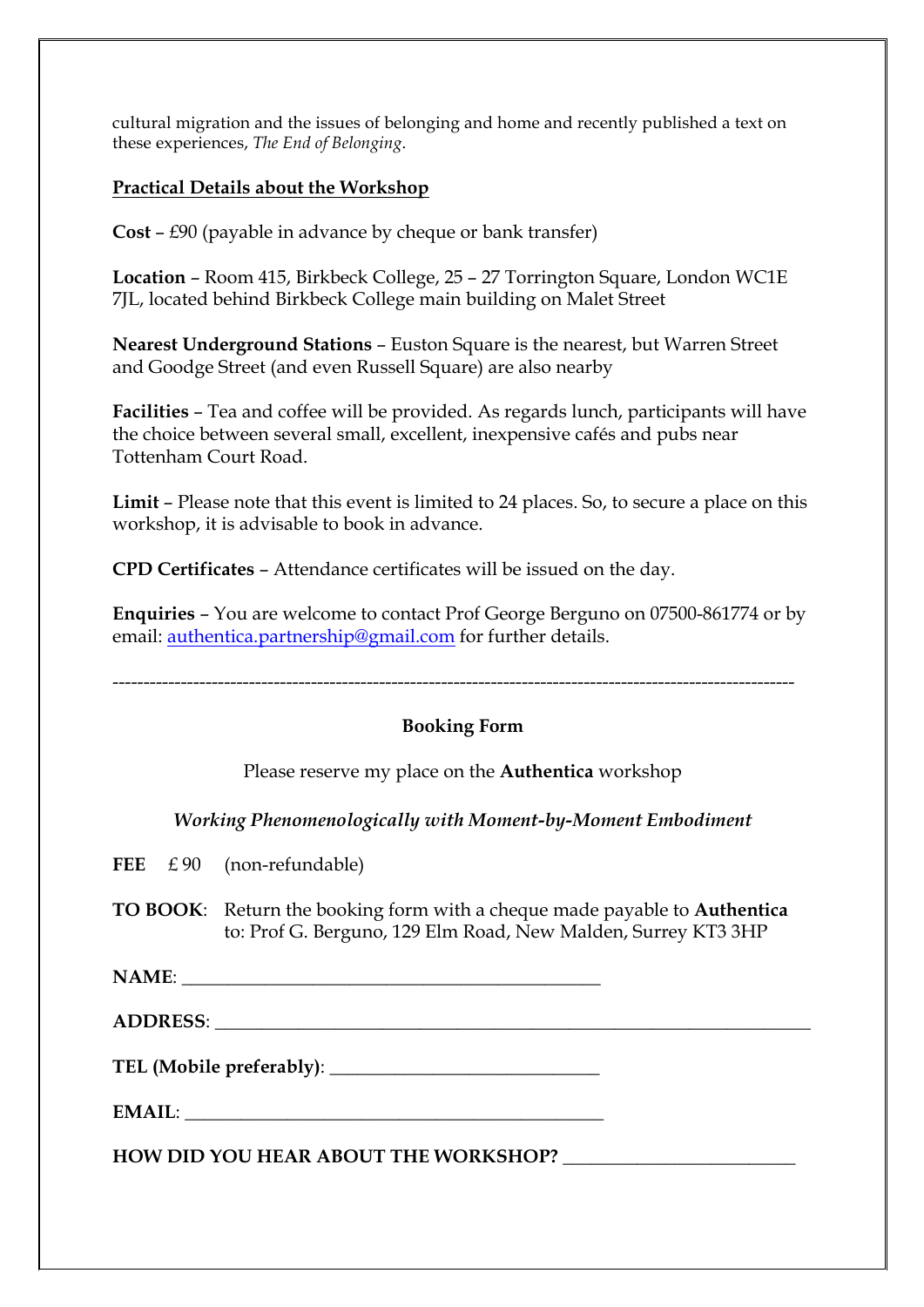cultural migration and the issues of belonging and home and recently published a text on these experiences, *The End of Belonging*.

## Practical Details about the Workshop

**Cost** – £90 (payable in advance by cheque or bank transfer)

**Location** – Room 415, Birkbeck College, 25 – 27 Torrington Square, London WC1E 7JL, located behind Birkbeck College main building on Malet Street

**Nearest Underground Stations** – Euston Square is the nearest, but Warren Street and Goodge Street (and even Russell Square) are also nearby

**Facilities** – Tea and coffee will be provided. As regards lunch, participants will have the choice between several small, excellent, inexpensive cafés and pubs near Tottenham Court Road.

**Limit** – Please note that this event is limited to 24 places. So, to secure a place on this workshop, it is advisable to book in advance.

**CPD Certificates** – Attendance certificates will be issued on the day.

**Enquiries** – You are welcome to contact Prof George Berguno on 07500-861774 or by email: authentica.partnership@gmail.com for further details.

---

### Booking Form

Please reserve my place on the **Authentica** workshop

***Working Phenomenologically with Moment-by-Moment Embodiment***

**FEE** £ 90 (non-refundable)

**TO BOOK**: Return the booking form with a cheque made payable to **Authentica** to: Prof G. Berguno, 129 Elm Road, New Malden, Surrey KT3 3HP

**NAME**: ____________________________________________

**ADDRESS**: ______________________________________________________________

**TEL (Mobile preferably)**: ____________________________

**EMAIL**: ____________________________________________

**HOW DID YOU HEAR ABOUT THE WORKSHOP?** ________________________